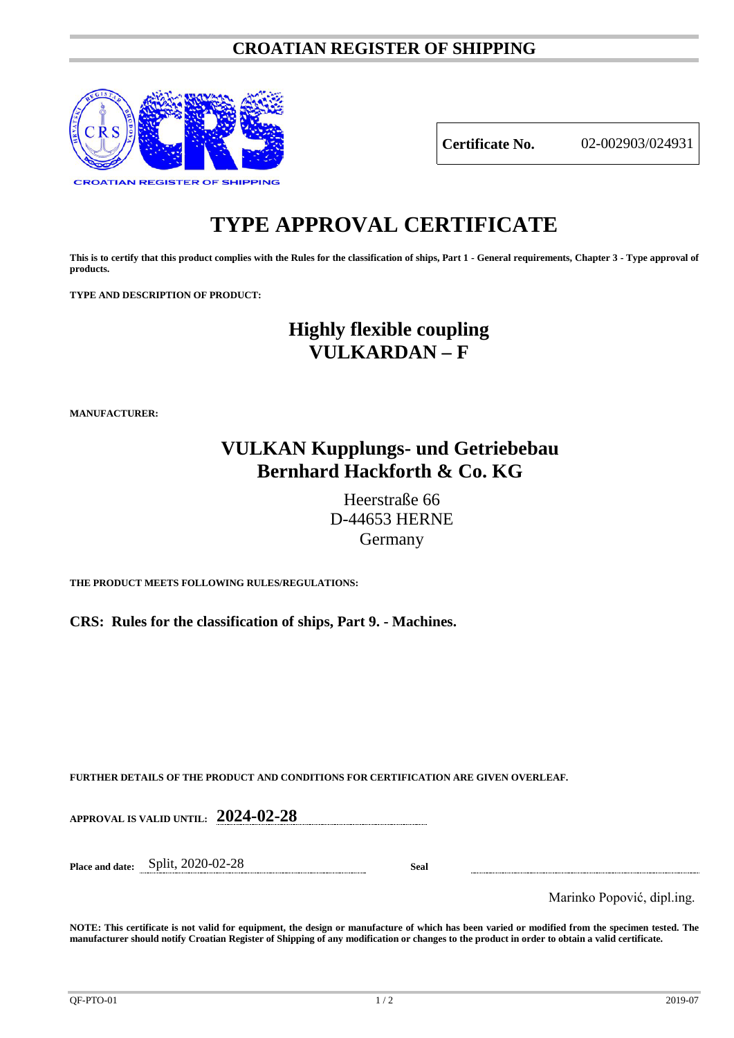# CROATIAN REGISTER OF SHIPPING

CROATIAN REGISTER OF SHIPPING

| **Certificate No.** | 02-002903/024931 |
|---|---|

# TYPE APPROVAL CERTIFICATE

**This is to certify that this product complies with the Rules for the classification of ships, Part 1 - General requirements, Chapter 3 - Type approval of products.**

**TYPE AND DESCRIPTION OF PRODUCT:**

## Highly flexible coupling VULKARDAN – F

**MANUFACTURER:**

## VULKAN Kupplungs- und Getriebebau Bernhard Hackforth & Co. KG

Heerstraße 66
D-44653 HERNE
Germany

**THE PRODUCT MEETS FOLLOWING RULES/REGULATIONS:**

**CRS: Rules for the classification of ships, Part 9. - Machines.**

**FURTHER DETAILS OF THE PRODUCT AND CONDITIONS FOR CERTIFICATION ARE GIVEN OVERLEAF.**

**APPROVAL IS VALID UNTIL:** **2024-02-28**

**Place and date:** Split, 2020-02-28 **Seal**

Marinko Popović, dipl.ing.

**NOTE: This certificate is not valid for equipment, the design or manufacture of which has been varied or modified from the specimen tested. The manufacturer should notify Croatian Register of Shipping of any modification or changes to the product in order to obtain a valid certificate.**

QF-PTO-01 2019-07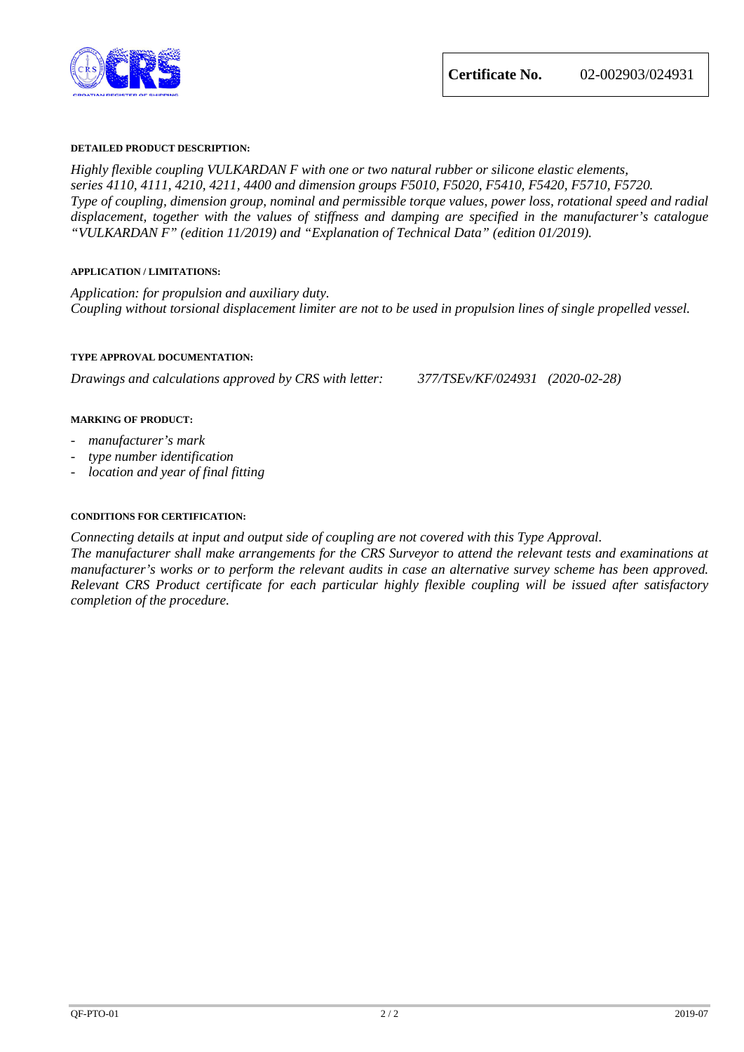**Certificate No.** 02-002903/024931

**DETAILED PRODUCT DESCRIPTION:**

*Highly flexible coupling VULKARDAN F with one or two natural rubber or silicone elastic elements, series 4110, 4111, 4210, 4211, 4400 and dimension groups F5010, F5020, F5410, F5420, F5710, F5720. Type of coupling, dimension group, nominal and permissible torque values, power loss, rotational speed and radial displacement, together with the values of stiffness and damping are specified in the manufacturer's catalogue "VULKARDAN F" (edition 11/2019) and "Explanation of Technical Data" (edition 01/2019).*

**APPLICATION / LIMITATIONS:**

*Application: for propulsion and auxiliary duty.*
*Coupling without torsional displacement limiter are not to be used in propulsion lines of single propelled vessel.*

**TYPE APPROVAL DOCUMENTATION:**

*Drawings and calculations approved by CRS with letter: 377/TSEv/KF/024931 (2020-02-28)*

**MARKING OF PRODUCT:**

- *manufacturer's mark*
- *type number identification*
- *location and year of final fitting*

**CONDITIONS FOR CERTIFICATION:**

*Connecting details at input and output side of coupling are not covered with this Type Approval.*
*The manufacturer shall make arrangements for the CRS Surveyor to attend the relevant tests and examinations at manufacturer's works or to perform the relevant audits in case an alternative survey scheme has been approved. Relevant CRS Product certificate for each particular highly flexible coupling will be issued after satisfactory completion of the procedure.*